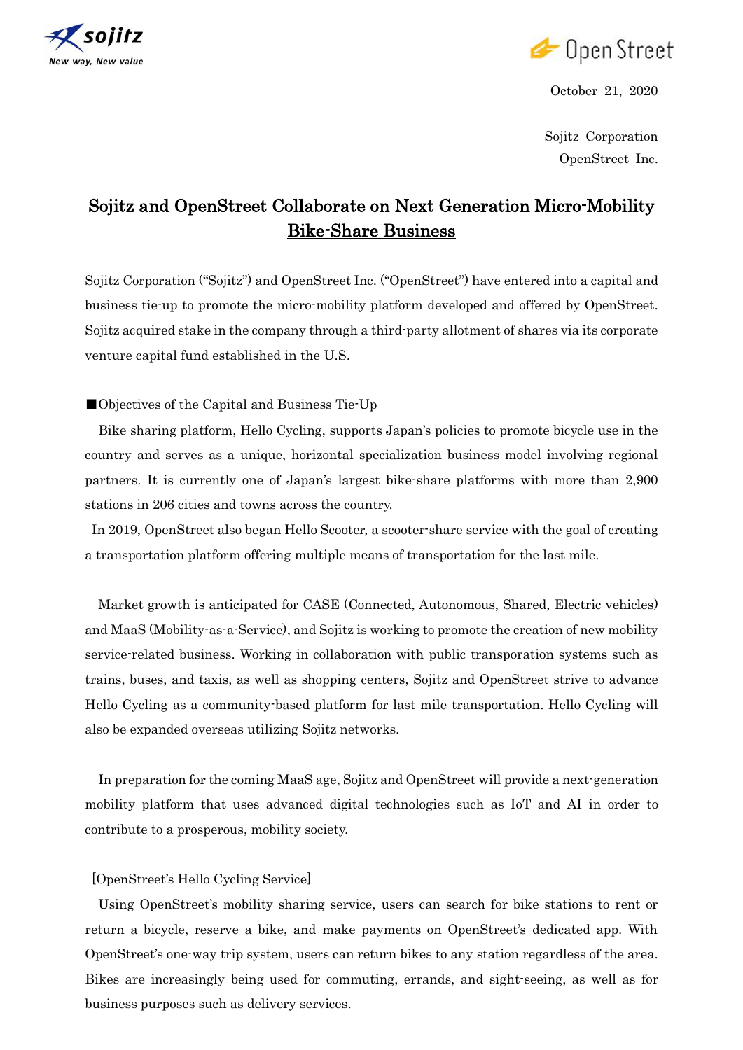October 21, 2020

Sojitz Corporation
OpenStreet Inc.

# Sojitz and OpenStreet Collaborate on Next Generation Micro-Mobility Bike-Share Business

Sojitz Corporation ("Sojitz") and OpenStreet Inc. ("OpenStreet") have entered into a capital and business tie-up to promote the micro-mobility platform developed and offered by OpenStreet. Sojitz acquired stake in the company through a third-party allotment of shares via its corporate venture capital fund established in the U.S.

■Objectives of the Capital and Business Tie-Up

Bike sharing platform, Hello Cycling, supports Japan's policies to promote bicycle use in the country and serves as a unique, horizontal specialization business model involving regional partners. It is currently one of Japan's largest bike-share platforms with more than 2,900 stations in 206 cities and towns across the country.

In 2019, OpenStreet also began Hello Scooter, a scooter-share service with the goal of creating a transportation platform offering multiple means of transportation for the last mile.

Market growth is anticipated for CASE (Connected, Autonomous, Shared, Electric vehicles) and MaaS (Mobility-as-a-Service), and Sojitz is working to promote the creation of new mobility service-related business. Working in collaboration with public transporation systems such as trains, buses, and taxis, as well as shopping centers, Sojitz and OpenStreet strive to advance Hello Cycling as a community-based platform for last mile transportation. Hello Cycling will also be expanded overseas utilizing Sojitz networks.

In preparation for the coming MaaS age, Sojitz and OpenStreet will provide a next-generation mobility platform that uses advanced digital technologies such as IoT and AI in order to contribute to a prosperous, mobility society.

[OpenStreet's Hello Cycling Service]

Using OpenStreet's mobility sharing service, users can search for bike stations to rent or return a bicycle, reserve a bike, and make payments on OpenStreet's dedicated app. With OpenStreet's one-way trip system, users can return bikes to any station regardless of the area. Bikes are increasingly being used for commuting, errands, and sight-seeing, as well as for business purposes such as delivery services.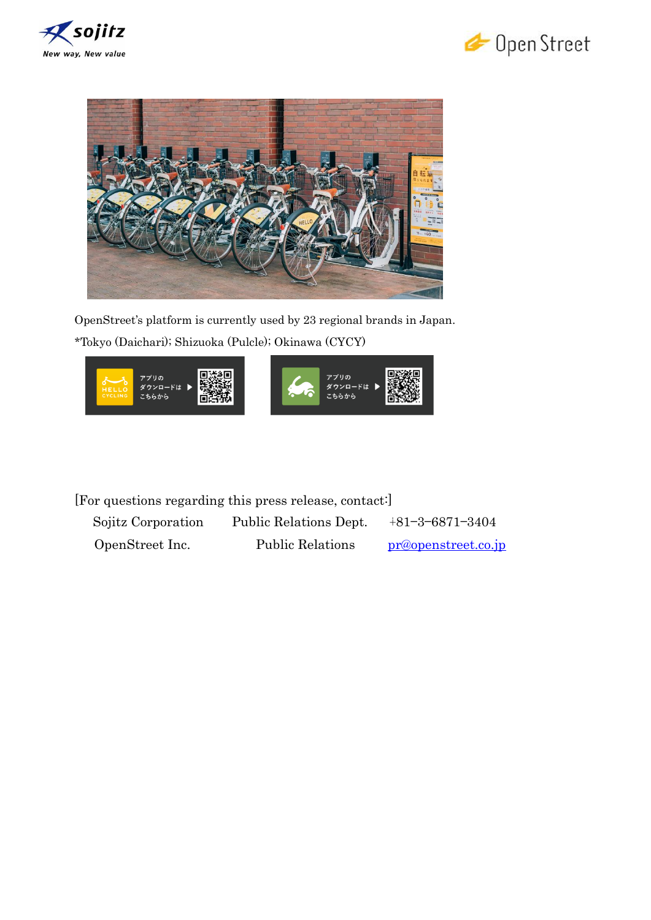OpenStreet's platform is currently used by 23 regional brands in Japan.

*Tokyo (Daichari); Shizuoka (Pulcle); Okinawa (CYCY)

[For questions regarding this press release, contact:]

| | | |
|---|---|---|
| Sojitz Corporation | Public Relations Dept. | +81-3-6871-3404 |
| OpenStreet Inc. | Public Relations | pr@openstreet.co.jp |